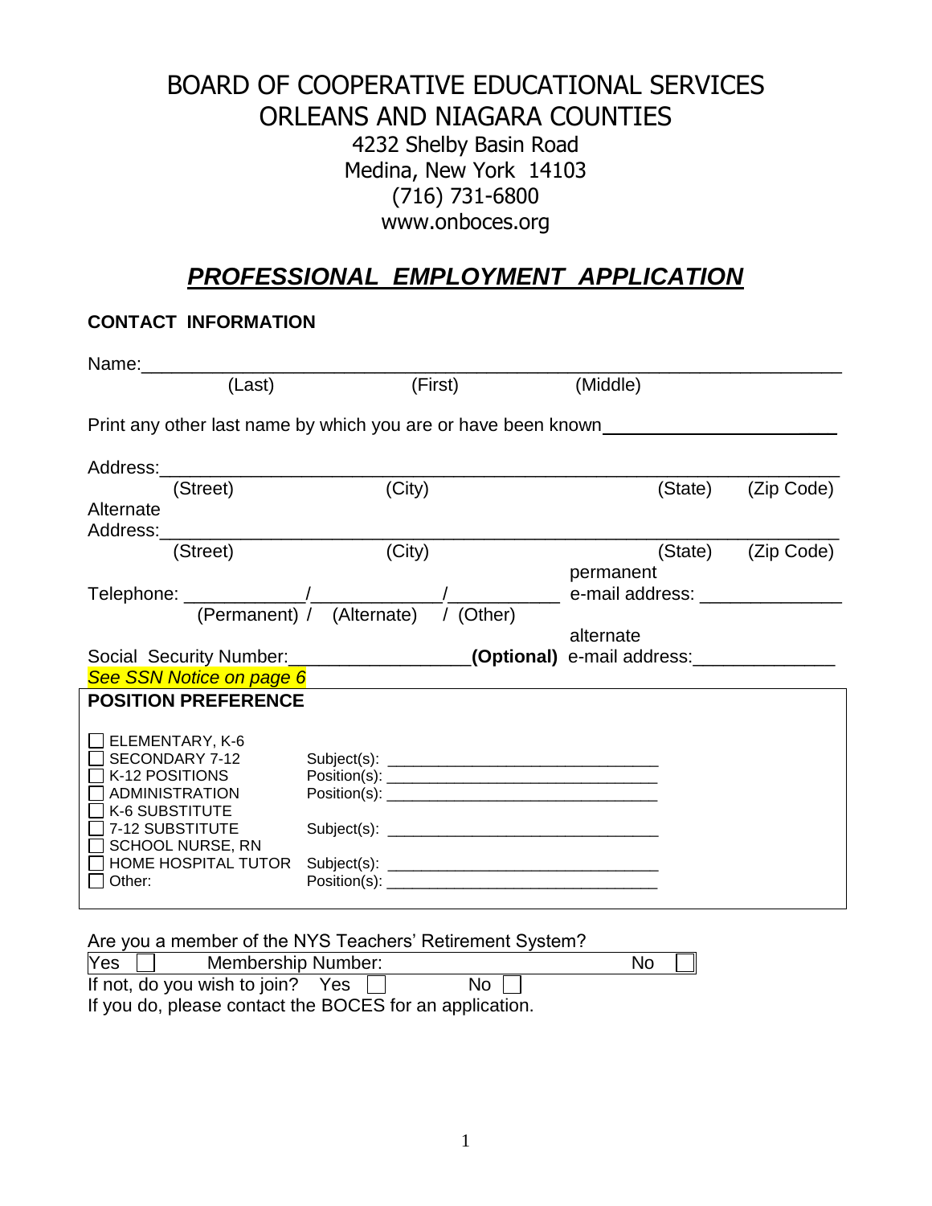# BOARD OF COOPERATIVE EDUCATIONAL SERVICES
# ORLEANS AND NIAGARA COUNTIES

4232 Shelby Basin Road
Medina, New York 14103
(716) 731-6800
www.onboces.org

## ***PROFESSIONAL EMPLOYMENT APPLICATION***

### CONTACT INFORMATION

Name:___________________________________________________________________
(Last) (First) (Middle)

Print any other last name by which you are or have been known______________________

Address:_________________________________________________________________
(Street) (City) (State) (Zip Code)

Alternate Address:_________________________________________________________________
(Street) (City) (State) (Zip Code)

Telephone: ___________/____________/___________
(Permanent) / (Alternate) / (Other)

permanent e-mail address: ______________

Social Security Number:_________________ **(Optional)**

*See SSN Notice on page 6*

alternate e-mail address:______________

### POSITION PREFERENCE

- ☐ ELEMENTARY, K-6
- ☐ SECONDARY 7-12 — Subject(s): _______________________________
- ☐ K-12 POSITIONS — Position(s): _______________________________
- ☐ ADMINISTRATION — Position(s): _______________________________
- ☐ K-6 SUBSTITUTE
- ☐ 7-12 SUBSTITUTE — Subject(s): _______________________________
- ☐ SCHOOL NURSE, RN
- ☐ HOME HOSPITAL TUTOR — Subject(s): _______________________________
- ☐ Other: — Position(s): _______________________________

Are you a member of the NYS Teachers' Retirement System?

| Yes ☐ | Membership Number: | No ☐ |
|---|---|---|

If not, do you wish to join? Yes ☐ No ☐

If you do, please contact the BOCES for an application.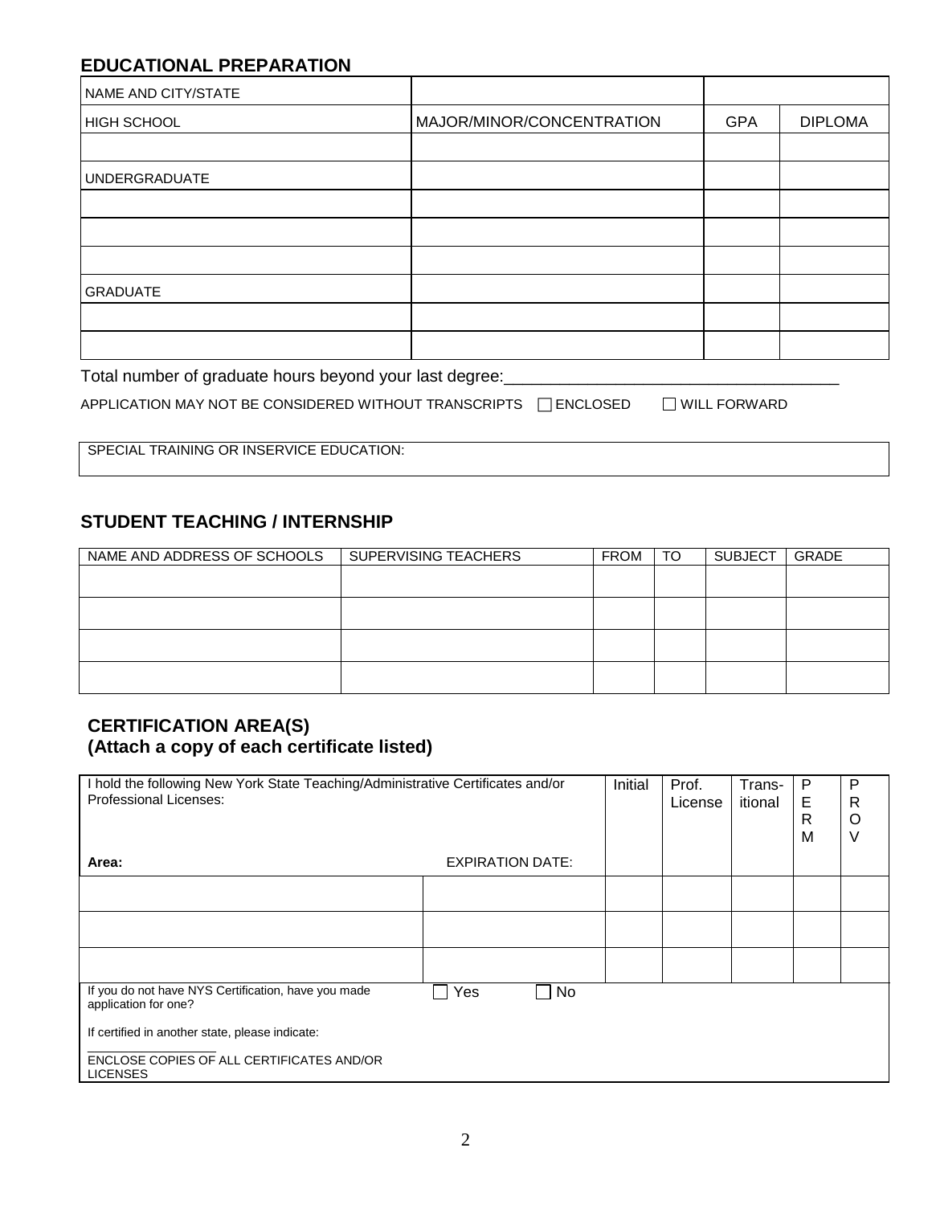## EDUCATIONAL PREPARATION

| NAME AND CITY/STATE | | | |
|---|---|---|---|
| HIGH SCHOOL | MAJOR/MINOR/CONCENTRATION | GPA | DIPLOMA |
| | | | |
| UNDERGRADUATE | | | |
| | | | |
| | | | |
| | | | |
| GRADUATE | | | |
| | | | |
| | | | |

Total number of graduate hours beyond your last degree:___________________________________

APPLICATION MAY NOT BE CONSIDERED WITHOUT TRANSCRIPTS ☐ ENCLOSED ☐ WILL FORWARD

| SPECIAL TRAINING OR INSERVICE EDUCATION: |
|---|

## STUDENT TEACHING / INTERNSHIP

| NAME AND ADDRESS OF SCHOOLS | SUPERVISING TEACHERS | FROM | TO | SUBJECT | GRADE |
|---|---|---|---|---|---|
| | | | | | |
| | | | | | |
| | | | | | |
| | | | | | |

## CERTIFICATION AREA(S)
## (Attach a copy of each certificate listed)

| I hold the following New York State Teaching/Administrative Certificates and/or Professional Licenses: | | Initial | Prof. License | Trans-itional | PERM | PROV |
|---|---|---|---|---|---|---|
| **Area:** | EXPIRATION DATE: | | | | | |
| | | | | | | |
| | | | | | | |
| | | | | | | |

If you do not have NYS Certification, have you made application for one? ☐ Yes ☐ No

If certified in another state, please indicate:

_________________

ENCLOSE COPIES OF ALL CERTIFICATES AND/OR LICENSES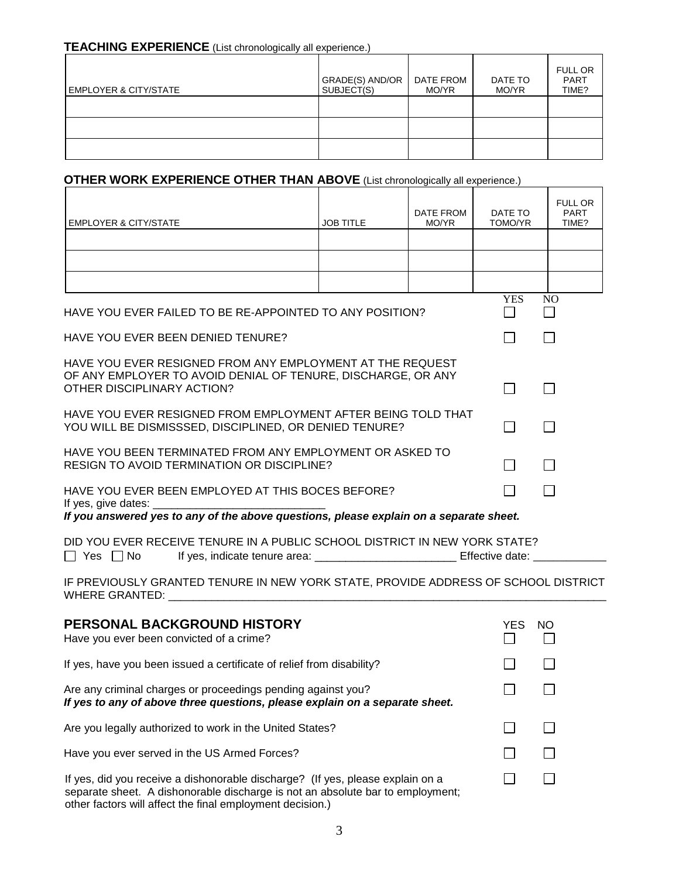**TEACHING EXPERIENCE** (List chronologically all experience.)

| EMPLOYER & CITY/STATE | GRADE(S) AND/OR SUBJECT(S) | DATE FROM MO/YR | DATE TO MO/YR | FULL OR PART TIME? |
|---|---|---|---|---|
| | | | | |
| | | | | |
| | | | | |

**OTHER WORK EXPERIENCE OTHER THAN ABOVE** (List chronologically all experience.)

| EMPLOYER & CITY/STATE | JOB TITLE | DATE FROM MO/YR | DATE TO TOMO/YR | FULL OR PART TIME? |
|---|---|---|---|---|
| | | | | |
| | | | | |
| | | | | |

| | YES | NO |
|---|---|---|
| HAVE YOU EVER FAILED TO BE RE-APPOINTED TO ANY POSITION? | ☐ | ☐ |
| HAVE YOU EVER BEEN DENIED TENURE? | ☐ | ☐ |
| HAVE YOU EVER RESIGNED FROM ANY EMPLOYMENT AT THE REQUEST OF ANY EMPLOYER TO AVOID DENIAL OF TENURE, DISCHARGE, OR ANY OTHER DISCIPLINARY ACTION? | ☐ | ☐ |
| HAVE YOU EVER RESIGNED FROM EMPLOYMENT AFTER BEING TOLD THAT YOU WILL BE DISMISSSED, DISCIPLINED, OR DENIED TENURE? | ☐ | ☐ |
| HAVE YOU BEEN TERMINATED FROM ANY EMPLOYMENT OR ASKED TO RESIGN TO AVOID TERMINATION OR DISCIPLINE? | ☐ | ☐ |
| HAVE YOU EVER BEEN EMPLOYED AT THIS BOCES BEFORE? | ☐ | ☐ |

If yes, give dates: ____________________________

***If you answered yes to any of the above questions, please explain on a separate sheet.***

DID YOU EVER RECEIVE TENURE IN A PUBLIC SCHOOL DISTRICT IN NEW YORK STATE?

☐ Yes ☐ No If yes, indicate tenure area: _______________________ Effective date: ____________

IF PREVIOUSLY GRANTED TENURE IN NEW YORK STATE, PROVIDE ADDRESS OF SCHOOL DISTRICT WHERE GRANTED: ___________________________________________________________________

## PERSONAL BACKGROUND HISTORY

| | YES | NO |
|---|---|---|
| Have you ever been convicted of a crime? | ☐ | ☐ |
| If yes, have you been issued a certificate of relief from disability? | ☐ | ☐ |
| Are any criminal charges or proceedings pending against you? | ☐ | ☐ |

***If yes to any of above three questions, please explain on a separate sheet.***

| | YES | NO |
|---|---|---|
| Are you legally authorized to work in the United States? | ☐ | ☐ |
| Have you ever served in the US Armed Forces? | ☐ | ☐ |
| If yes, did you receive a dishonorable discharge? (If yes, please explain on a separate sheet. A dishonorable discharge is not an absolute bar to employment; other factors will affect the final employment decision.) | ☐ | ☐ |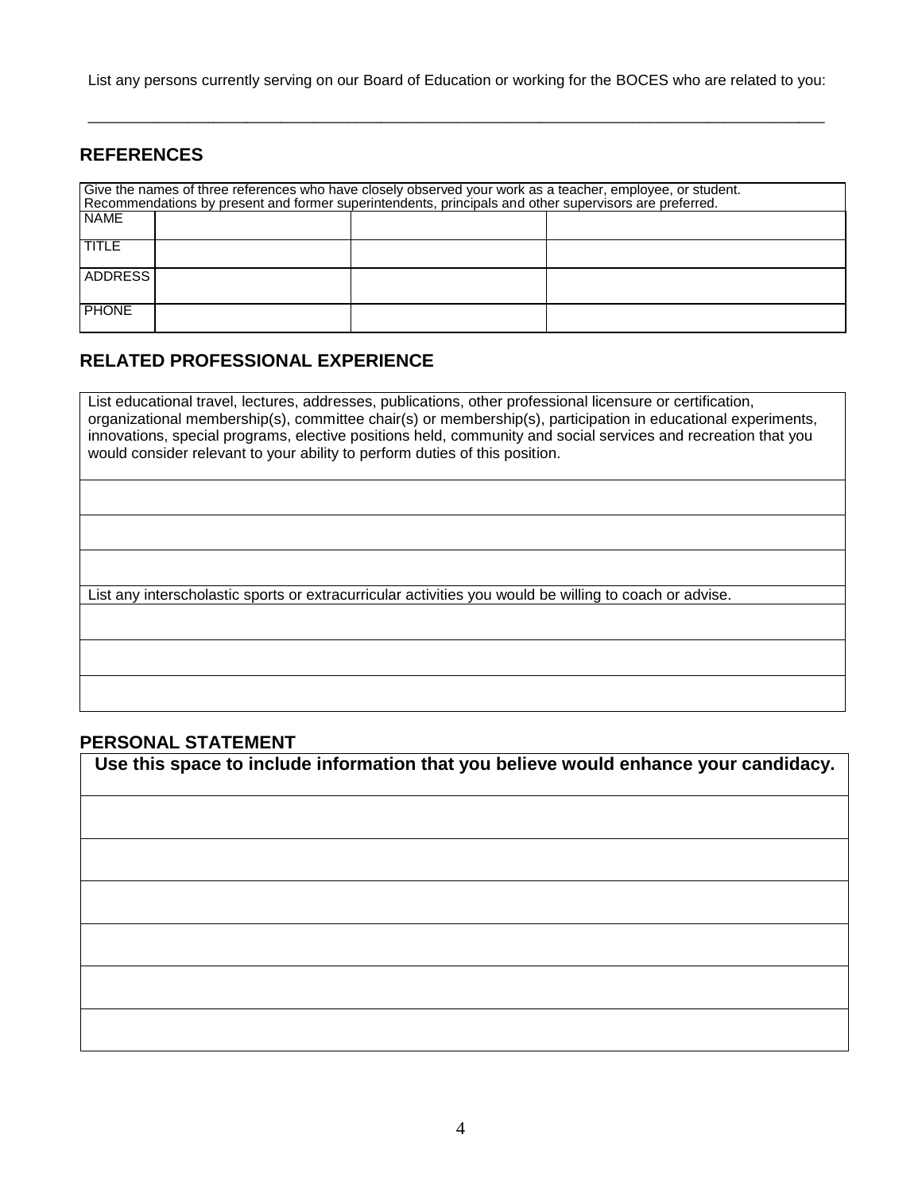List any persons currently serving on our Board of Education or working for the BOCES who are related to you:

\_\_\_\_\_\_\_\_\_\_\_\_\_\_\_\_\_\_\_\_\_\_\_\_\_\_\_\_\_\_\_\_\_\_\_\_\_\_\_\_\_\_\_\_\_\_\_\_\_\_\_\_\_\_\_\_\_\_\_\_\_\_\_\_\_\_\_\_\_\_\_\_\_\_\_\_\_\_\_\_\_\_\_\_\_\_

## REFERENCES

| Give the names of three references who have closely observed your work as a teacher, employee, or student. Recommendations by present and former superintendents, principals and other supervisors are preferred. | | | |
|---|---|---|---|
| NAME | | | |
| TITLE | | | |
| ADDRESS | | | |
| PHONE | | | |

## RELATED PROFESSIONAL EXPERIENCE

| List educational travel, lectures, addresses, publications, other professional licensure or certification, organizational membership(s), committee chair(s) or membership(s), participation in educational experiments, innovations, special programs, elective positions held, community and social services and recreation that you would consider relevant to your ability to perform duties of this position. |
|---|
| |
| |
| |
| List any interscholastic sports or extracurricular activities you would be willing to coach or advise. |
| |
| |
| |

## PERSONAL STATEMENT

| **Use this space to include information that you believe would enhance your candidacy.** |
|---|
| |
| |
| |
| |
| |
| |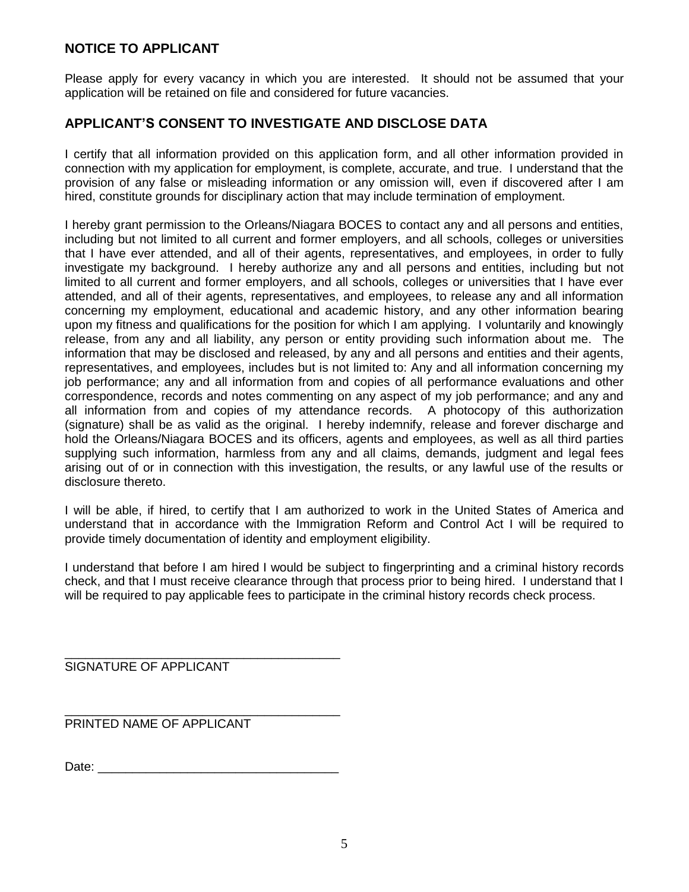## NOTICE TO APPLICANT

Please apply for every vacancy in which you are interested. It should not be assumed that your application will be retained on file and considered for future vacancies.

## APPLICANT'S CONSENT TO INVESTIGATE AND DISCLOSE DATA

I certify that all information provided on this application form, and all other information provided in connection with my application for employment, is complete, accurate, and true. I understand that the provision of any false or misleading information or any omission will, even if discovered after I am hired, constitute grounds for disciplinary action that may include termination of employment.

I hereby grant permission to the Orleans/Niagara BOCES to contact any and all persons and entities, including but not limited to all current and former employers, and all schools, colleges or universities that I have ever attended, and all of their agents, representatives, and employees, in order to fully investigate my background. I hereby authorize any and all persons and entities, including but not limited to all current and former employers, and all schools, colleges or universities that I have ever attended, and all of their agents, representatives, and employees, to release any and all information concerning my employment, educational and academic history, and any other information bearing upon my fitness and qualifications for the position for which I am applying. I voluntarily and knowingly release, from any and all liability, any person or entity providing such information about me. The information that may be disclosed and released, by any and all persons and entities and their agents, representatives, and employees, includes but is not limited to: Any and all information concerning my job performance; any and all information from and copies of all performance evaluations and other correspondence, records and notes commenting on any aspect of my job performance; and any and all information from and copies of my attendance records. A photocopy of this authorization (signature) shall be as valid as the original. I hereby indemnify, release and forever discharge and hold the Orleans/Niagara BOCES and its officers, agents and employees, as well as all third parties supplying such information, harmless from any and all claims, demands, judgment and legal fees arising out of or in connection with this investigation, the results, or any lawful use of the results or disclosure thereto.

I will be able, if hired, to certify that I am authorized to work in the United States of America and understand that in accordance with the Immigration Reform and Control Act I will be required to provide timely documentation of identity and employment eligibility.

I understand that before I am hired I would be subject to fingerprinting and a criminal history records check, and that I must receive clearance through that process prior to being hired. I understand that I will be required to pay applicable fees to participate in the criminal history records check process.

\_\_\_\_\_\_\_\_\_\_\_\_\_\_\_\_\_\_\_\_\_\_\_\_\_\_\_\_\_\_\_\_\_\_\_\_\_\_\_\_
SIGNATURE OF APPLICANT

\_\_\_\_\_\_\_\_\_\_\_\_\_\_\_\_\_\_\_\_\_\_\_\_\_\_\_\_\_\_\_\_\_\_\_\_\_\_\_\_
PRINTED NAME OF APPLICANT

Date: \_\_\_\_\_\_\_\_\_\_\_\_\_\_\_\_\_\_\_\_\_\_\_\_\_\_\_\_\_\_\_\_\_\_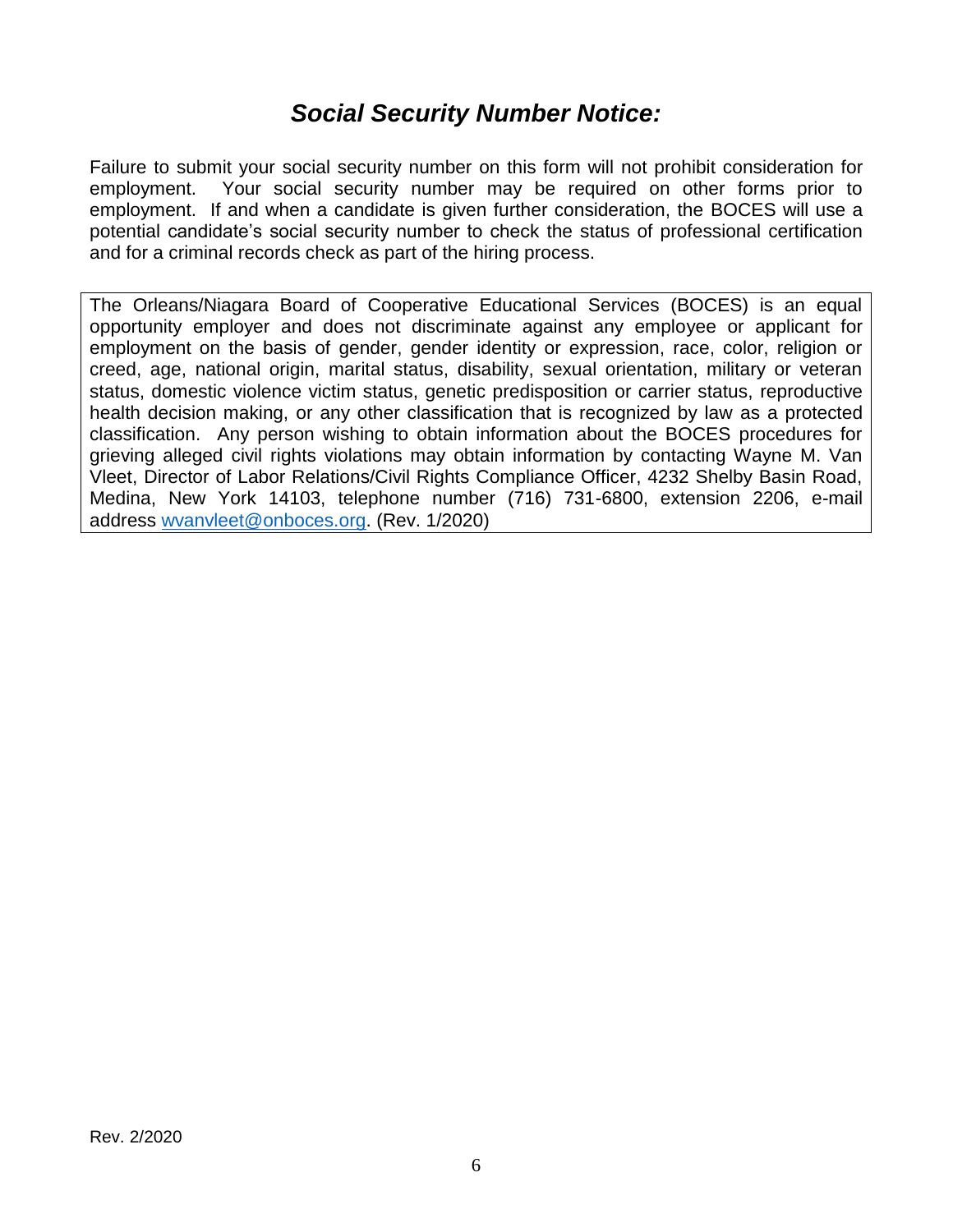## *Social Security Number Notice:*

Failure to submit your social security number on this form will not prohibit consideration for employment. Your social security number may be required on other forms prior to employment. If and when a candidate is given further consideration, the BOCES will use a potential candidate's social security number to check the status of professional certification and for a criminal records check as part of the hiring process.

The Orleans/Niagara Board of Cooperative Educational Services (BOCES) is an equal opportunity employer and does not discriminate against any employee or applicant for employment on the basis of gender, gender identity or expression, race, color, religion or creed, age, national origin, marital status, disability, sexual orientation, military or veteran status, domestic violence victim status, genetic predisposition or carrier status, reproductive health decision making, or any other classification that is recognized by law as a protected classification. Any person wishing to obtain information about the BOCES procedures for grieving alleged civil rights violations may obtain information by contacting Wayne M. Van Vleet, Director of Labor Relations/Civil Rights Compliance Officer, 4232 Shelby Basin Road, Medina, New York 14103, telephone number (716) 731-6800, extension 2206, e-mail address wvanvleet@onboces.org. (Rev. 1/2020)

Rev. 2/2020